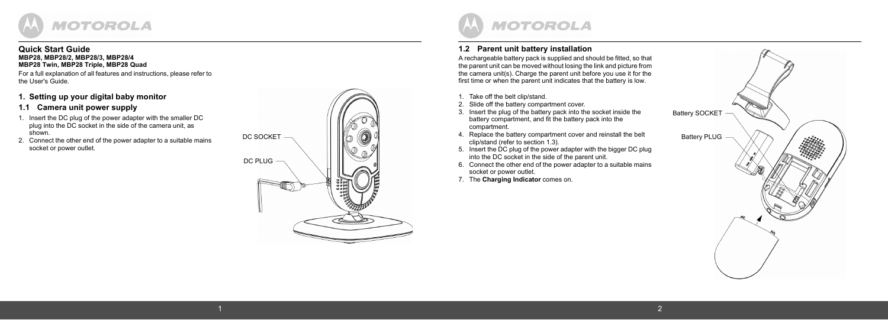## Quick Start Guide

**MBP28, MBP28/2, MBP28/3, MBP28/4**
**MBP28 Twin, MBP28 Triple, MBP28 Quad**

For a full explanation of all features and instructions, please refer to the User's Guide.

## 1. Setting up your digital baby monitor

### 1.1 Camera unit power supply

1. Insert the DC plug of the power adapter with the smaller DC plug into the DC socket in the side of the camera unit, as shown.
2. Connect the other end of the power adapter to a suitable mains socket or power outlet.

DC SOCKET

DC PLUG

### 1.2 Parent unit battery installation

A rechargeable battery pack is supplied and should be fitted, so that the parent unit can be moved without losing the link and picture from the camera unit(s). Charge the parent unit before you use it for the first time or when the parent unit indicates that the battery is low.

1. Take off the belt clip/stand.
2. Slide off the battery compartment cover.
3. Insert the plug of the battery pack into the socket inside the battery compartment, and fit the battery pack into the compartment.
4. Replace the battery compartment cover and reinstall the belt clip/stand (refer to section 1.3).
5. Insert the DC plug of the power adapter with the bigger DC plug into the DC socket in the side of the parent unit.
6. Connect the other end of the power adapter to a suitable mains socket or power outlet.
7. The **Charging Indicator** comes on.

Battery SOCKET

Battery PLUG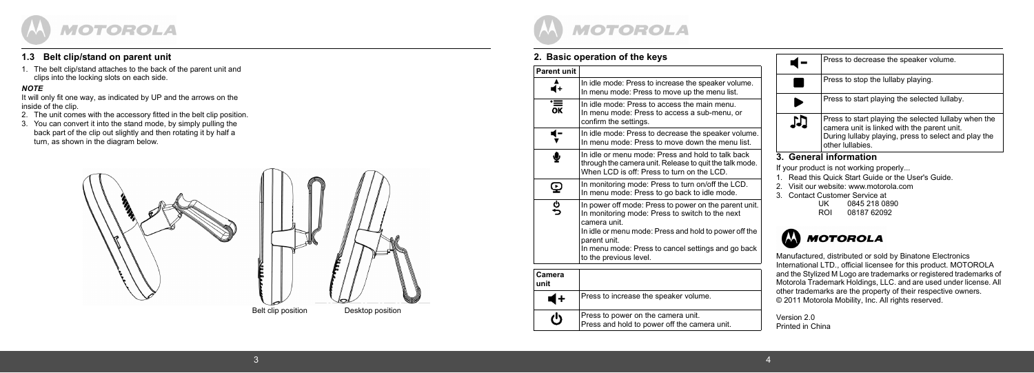## 1.3 Belt clip/stand on parent unit

1. The belt clip/stand attaches to the back of the parent unit and clips into the locking slots on each side.

***NOTE***

It will only fit one way, as indicated by UP and the arrows on the inside of the clip.

2. The unit comes with the accessory fitted in the belt clip position.
3. You can convert it into the stand mode, by simply pulling the back part of the clip out slightly and then rotating it by half a turn, as shown in the diagram below.

Belt clip position

Desktop position

## 2. Basic operation of the keys

| Parent unit | |
|---|---|
| ▲ 🔈+ | In idle mode: Press to increase the speaker volume. In menu mode: Press to move up the menu list. |
| ☰ OK | In idle mode: Press to access the main menu. In menu mode: Press to access a sub-menu, or confirm the settings. |
| 🔈- ▼ | In idle mode: Press to decrease the speaker volume. In menu mode: Press to move down the menu list. |
| 🎤 | In idle or menu mode: Press and hold to talk back through the camera unit. Release to quit the talk mode. When LCD is off: Press to turn on the LCD. |
| 🖵 | In monitoring mode: Press to turn on/off the LCD. In menu mode: Press to go back to idle mode. |
| ⏻ ↩ | In power off mode: Press to power on the parent unit. In monitoring mode: Press to switch to the next camera unit. In idle or menu mode: Press and hold to power off the parent unit. In menu mode: Press to cancel settings and go back to the previous level. |

| Camera unit | |
|---|---|
| 🔈+ | Press to increase the speaker volume. |
| ⏻ | Press to power on the camera unit. Press and hold to power off the camera unit. |
| 🔈- | Press to decrease the speaker volume. |
| ■ | Press to stop the lullaby playing. |
| ▶ | Press to start playing the selected lullaby. |
| ♫ | Press to start playing the selected lullaby when the camera unit is linked with the parent unit. During lullaby playing, press to select and play the other lullabies. |

## 3. General information

If your product is not working properly...

1. Read this Quick Start Guide or the User's Guide.
2. Visit our website: www.motorola.com
3. Contact Customer Service at
   UK 0845 218 0890
   ROI 08187 62092

**MOTOROLA**

Manufactured, distributed or sold by Binatone Electronics International LTD., official licensee for this product. MOTOROLA and the Stylized M Logo are trademarks or registered trademarks of Motorola Trademark Holdings, LLC. and are used under license. All other trademarks are the property of their respective owners. © 2011 Motorola Mobility, Inc. All rights reserved.

Version 2.0
Printed in China